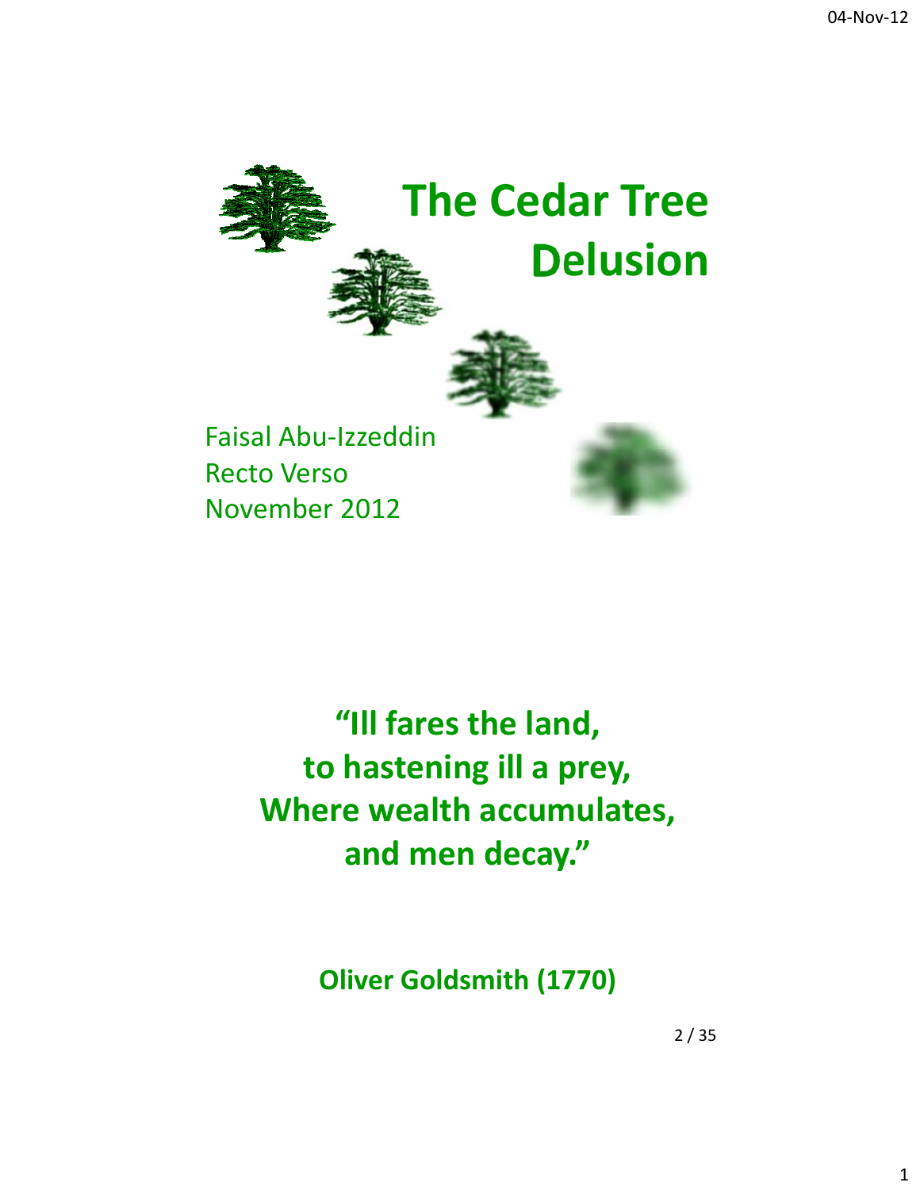# The Cedar Tree Delusion

Faisal Abu-Izzeddin
Recto Verso
November 2012

**"Ill fares the land,
to hastening ill a prey,
Where wealth accumulates,
and men decay."**

**Oliver Goldsmith (1770)**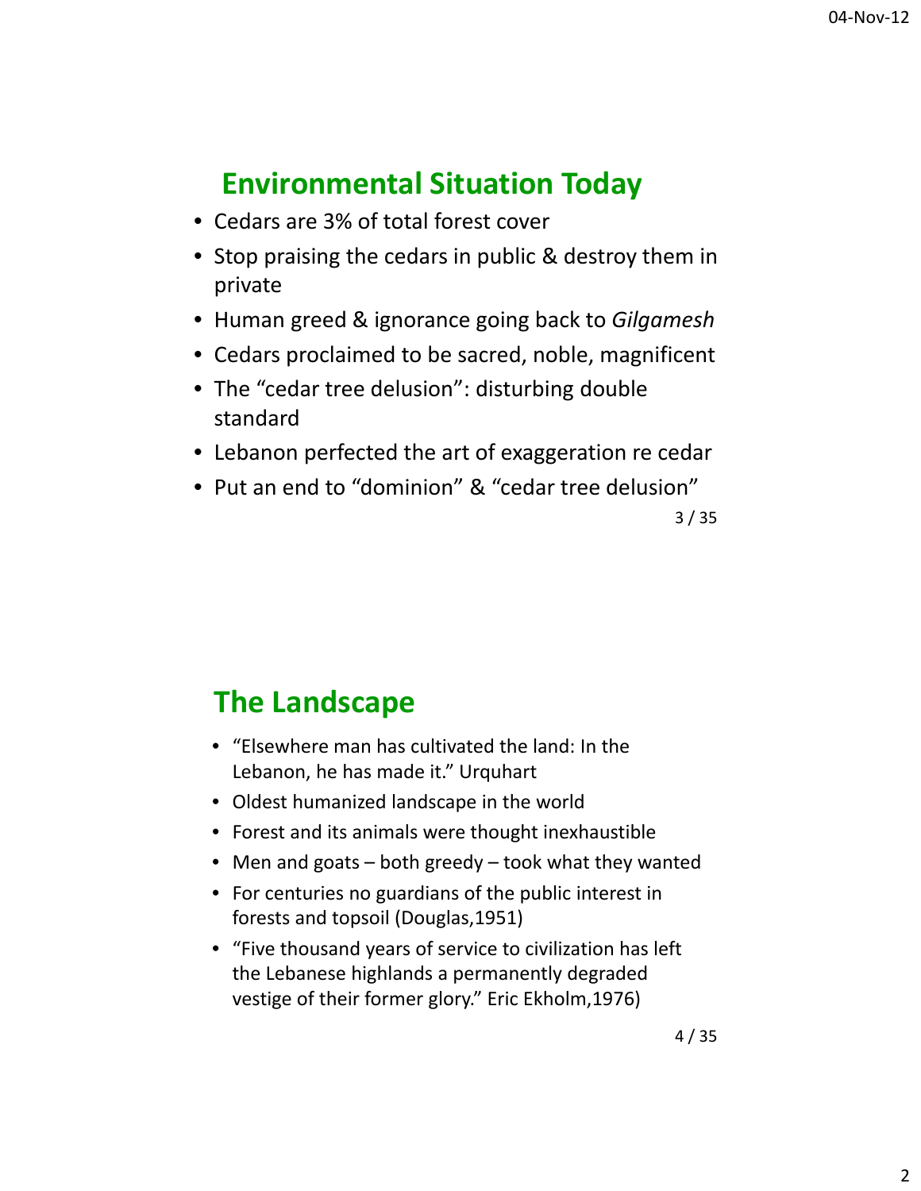## Environmental Situation Today

- Cedars are 3% of total forest cover
- Stop praising the cedars in public & destroy them in private
- Human greed & ignorance going back to *Gilgamesh*
- Cedars proclaimed to be sacred, noble, magnificent
- The "cedar tree delusion": disturbing double standard
- Lebanon perfected the art of exaggeration re cedar
- Put an end to "dominion" & "cedar tree delusion"

## The Landscape

- "Elsewhere man has cultivated the land: In the Lebanon, he has made it." Urquhart
- Oldest humanized landscape in the world
- Forest and its animals were thought inexhaustible
- Men and goats – both greedy – took what they wanted
- For centuries no guardians of the public interest in forests and topsoil (Douglas,1951)
- "Five thousand years of service to civilization has left the Lebanese highlands a permanently degraded vestige of their former glory." Eric Ekholm,1976)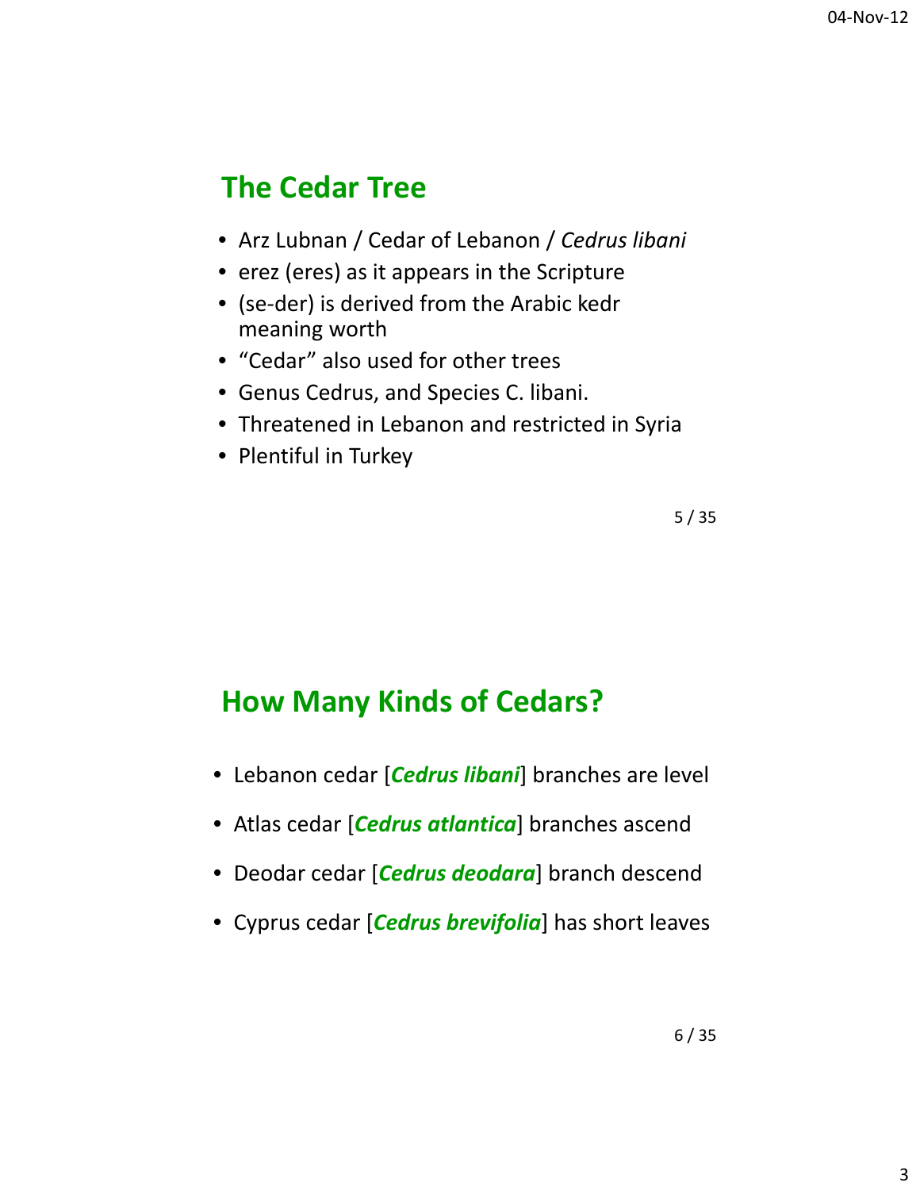## The Cedar Tree

- Arz Lubnan / Cedar of Lebanon / *Cedrus libani*
- erez (eres) as it appears in the Scripture
- (se-der) is derived from the Arabic kedr meaning worth
- "Cedar" also used for other trees
- Genus Cedrus, and Species C. libani.
- Threatened in Lebanon and restricted in Syria
- Plentiful in Turkey

## How Many Kinds of Cedars?

- Lebanon cedar [***Cedrus libani***] branches are level
- Atlas cedar [***Cedrus atlantica***] branches ascend
- Deodar cedar [***Cedrus deodara***] branch descend
- Cyprus cedar [***Cedrus brevifolia***] has short leaves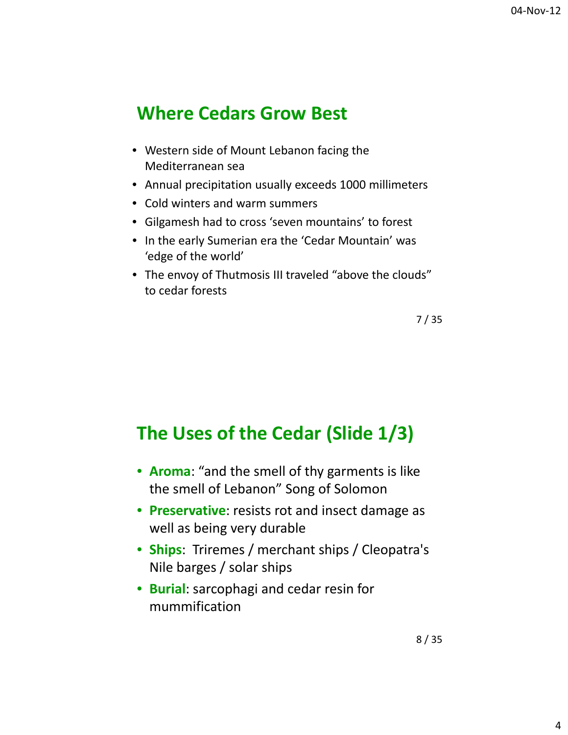## Where Cedars Grow Best

- Western side of Mount Lebanon facing the Mediterranean sea
- Annual precipitation usually exceeds 1000 millimeters
- Cold winters and warm summers
- Gilgamesh had to cross 'seven mountains' to forest
- In the early Sumerian era the 'Cedar Mountain' was 'edge of the world'
- The envoy of Thutmosis III traveled "above the clouds" to cedar forests

## The Uses of the Cedar (Slide 1/3)

- **Aroma**: "and the smell of thy garments is like the smell of Lebanon" Song of Solomon
- **Preservative**: resists rot and insect damage as well as being very durable
- **Ships**: Triremes / merchant ships / Cleopatra's Nile barges / solar ships
- **Burial**: sarcophagi and cedar resin for mummification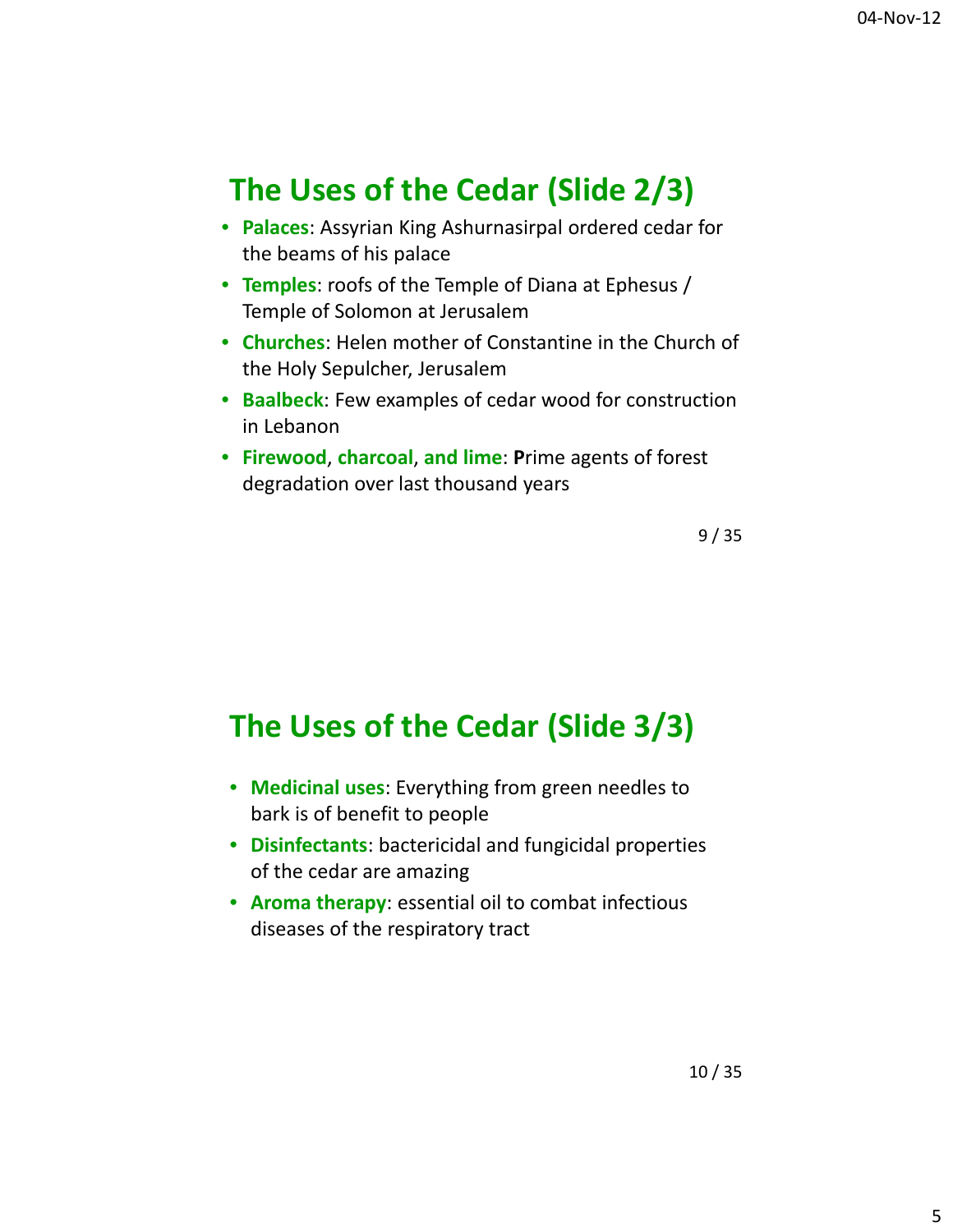## The Uses of the Cedar (Slide 2/3)

- **Palaces**: Assyrian King Ashurnasirpal ordered cedar for the beams of his palace
- **Temples**: roofs of the Temple of Diana at Ephesus / Temple of Solomon at Jerusalem
- **Churches**: Helen mother of Constantine in the Church of the Holy Sepulcher, Jerusalem
- **Baalbeck**: Few examples of cedar wood for construction in Lebanon
- **Firewood**, **charcoal**, **and lime**: **P**rime agents of forest degradation over last thousand years

## The Uses of the Cedar (Slide 3/3)

- **Medicinal uses**: Everything from green needles to bark is of benefit to people
- **Disinfectants**: bactericidal and fungicidal properties of the cedar are amazing
- **Aroma therapy**: essential oil to combat infectious diseases of the respiratory tract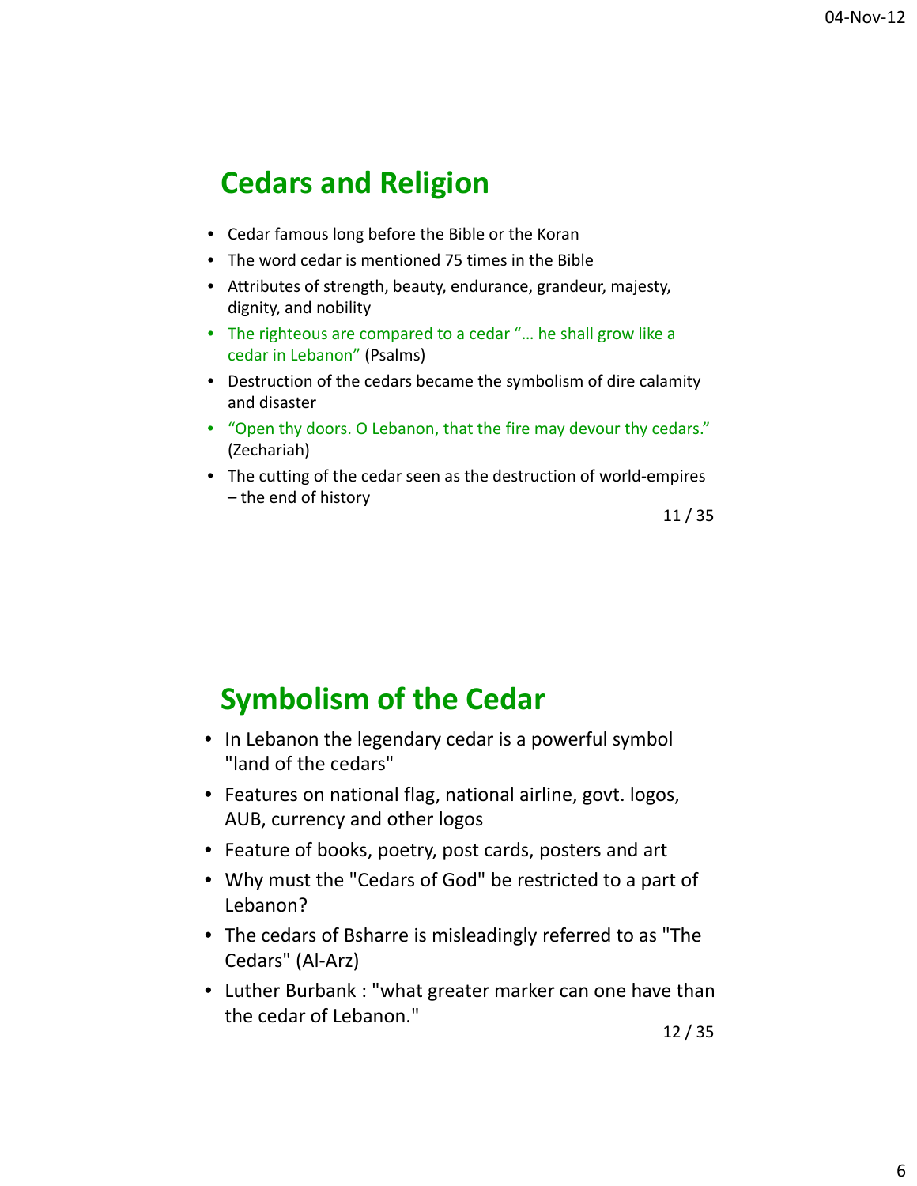## Cedars and Religion

- Cedar famous long before the Bible or the Koran
- The word cedar is mentioned 75 times in the Bible
- Attributes of strength, beauty, endurance, grandeur, majesty, dignity, and nobility
- The righteous are compared to a cedar "… he shall grow like a cedar in Lebanon" (Psalms)
- Destruction of the cedars became the symbolism of dire calamity and disaster
- "Open thy doors. O Lebanon, that the fire may devour thy cedars." (Zechariah)
- The cutting of the cedar seen as the destruction of world-empires – the end of history

## Symbolism of the Cedar

- In Lebanon the legendary cedar is a powerful symbol "land of the cedars"
- Features on national flag, national airline, govt. logos, AUB, currency and other logos
- Feature of books, poetry, post cards, posters and art
- Why must the "Cedars of God" be restricted to a part of Lebanon?
- The cedars of Bsharre is misleadingly referred to as "The Cedars" (Al-Arz)
- Luther Burbank : "what greater marker can one have than the cedar of Lebanon."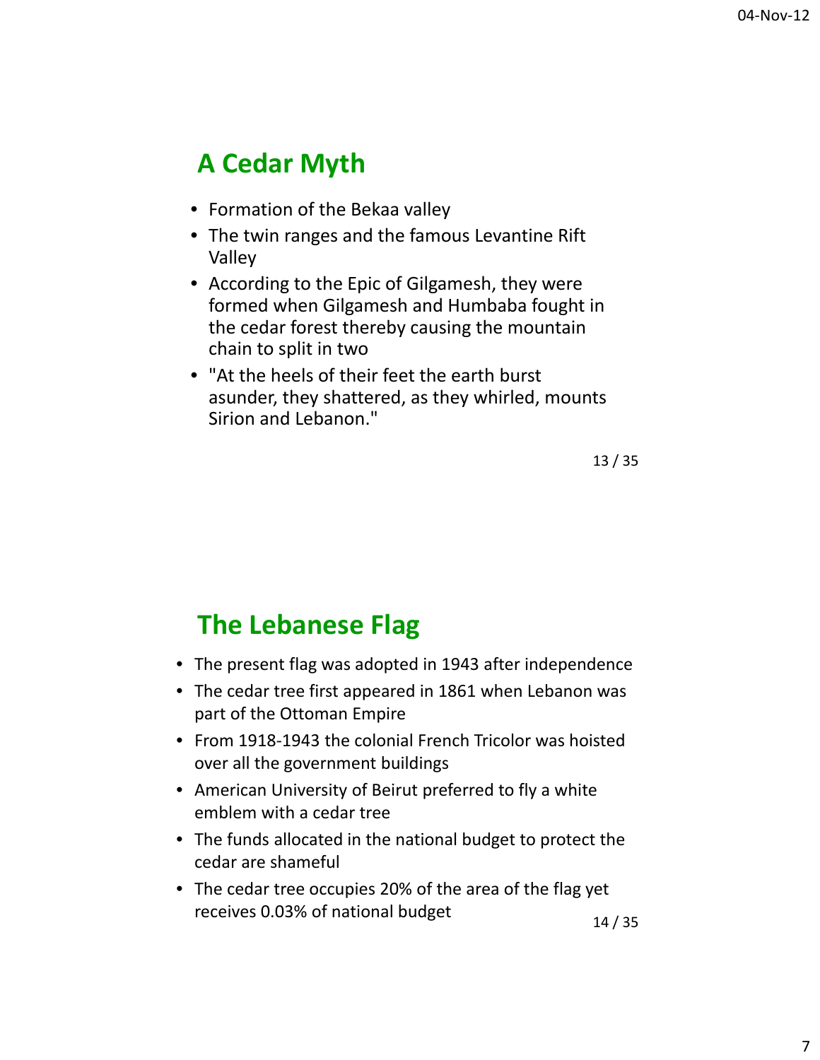## A Cedar Myth

- Formation of the Bekaa valley
- The twin ranges and the famous Levantine Rift Valley
- According to the Epic of Gilgamesh, they were formed when Gilgamesh and Humbaba fought in the cedar forest thereby causing the mountain chain to split in two
- "At the heels of their feet the earth burst asunder, they shattered, as they whirled, mounts Sirion and Lebanon."

## The Lebanese Flag

- The present flag was adopted in 1943 after independence
- The cedar tree first appeared in 1861 when Lebanon was part of the Ottoman Empire
- From 1918-1943 the colonial French Tricolor was hoisted over all the government buildings
- American University of Beirut preferred to fly a white emblem with a cedar tree
- The funds allocated in the national budget to protect the cedar are shameful
- The cedar tree occupies 20% of the area of the flag yet receives 0.03% of national budget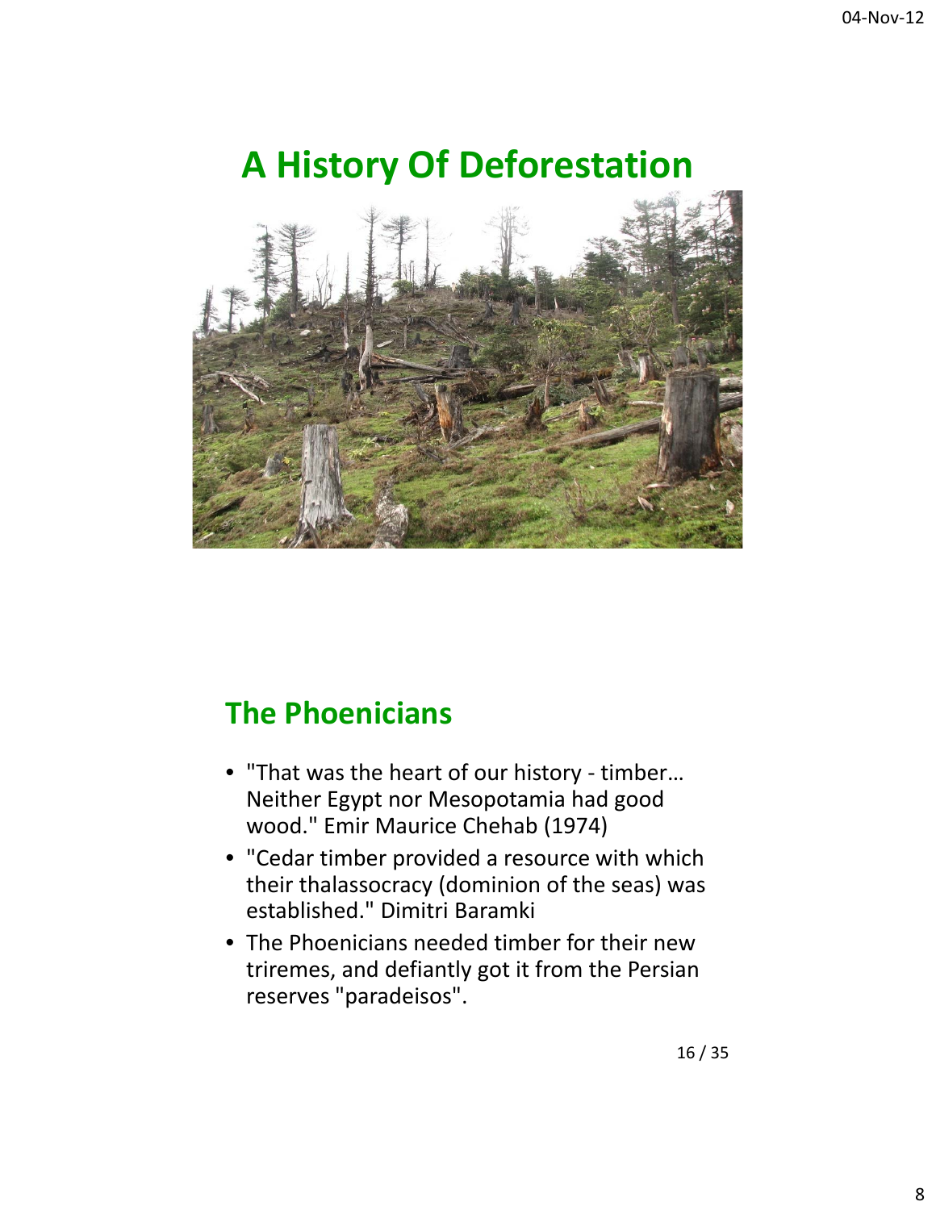# A History Of Deforestation

## The Phoenicians

- "That was the heart of our history - timber… Neither Egypt nor Mesopotamia had good wood." Emir Maurice Chehab (1974)
- "Cedar timber provided a resource with which their thalassocracy (dominion of the seas) was established." Dimitri Baramki
- The Phoenicians needed timber for their new triremes, and defiantly got it from the Persian reserves "paradeisos".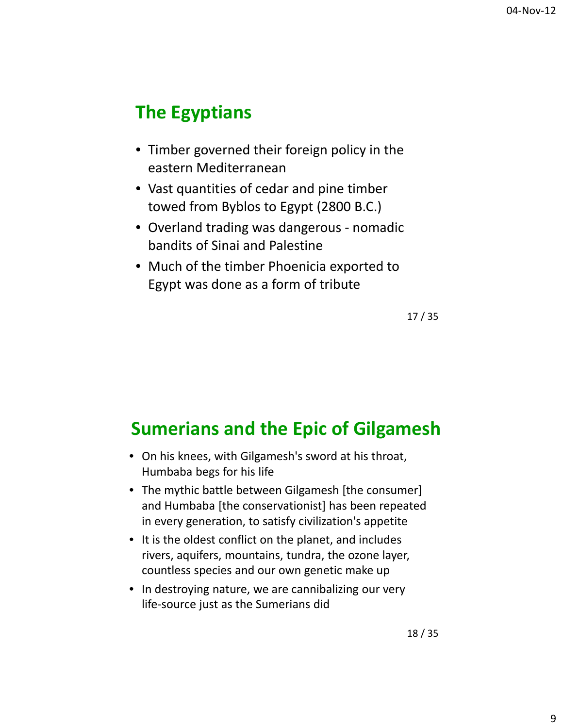## The Egyptians

- Timber governed their foreign policy in the eastern Mediterranean
- Vast quantities of cedar and pine timber towed from Byblos to Egypt (2800 B.C.)
- Overland trading was dangerous - nomadic bandits of Sinai and Palestine
- Much of the timber Phoenicia exported to Egypt was done as a form of tribute

## Sumerians and the Epic of Gilgamesh

- On his knees, with Gilgamesh's sword at his throat, Humbaba begs for his life
- The mythic battle between Gilgamesh [the consumer] and Humbaba [the conservationist] has been repeated in every generation, to satisfy civilization's appetite
- It is the oldest conflict on the planet, and includes rivers, aquifers, mountains, tundra, the ozone layer, countless species and our own genetic make up
- In destroying nature, we are cannibalizing our very life-source just as the Sumerians did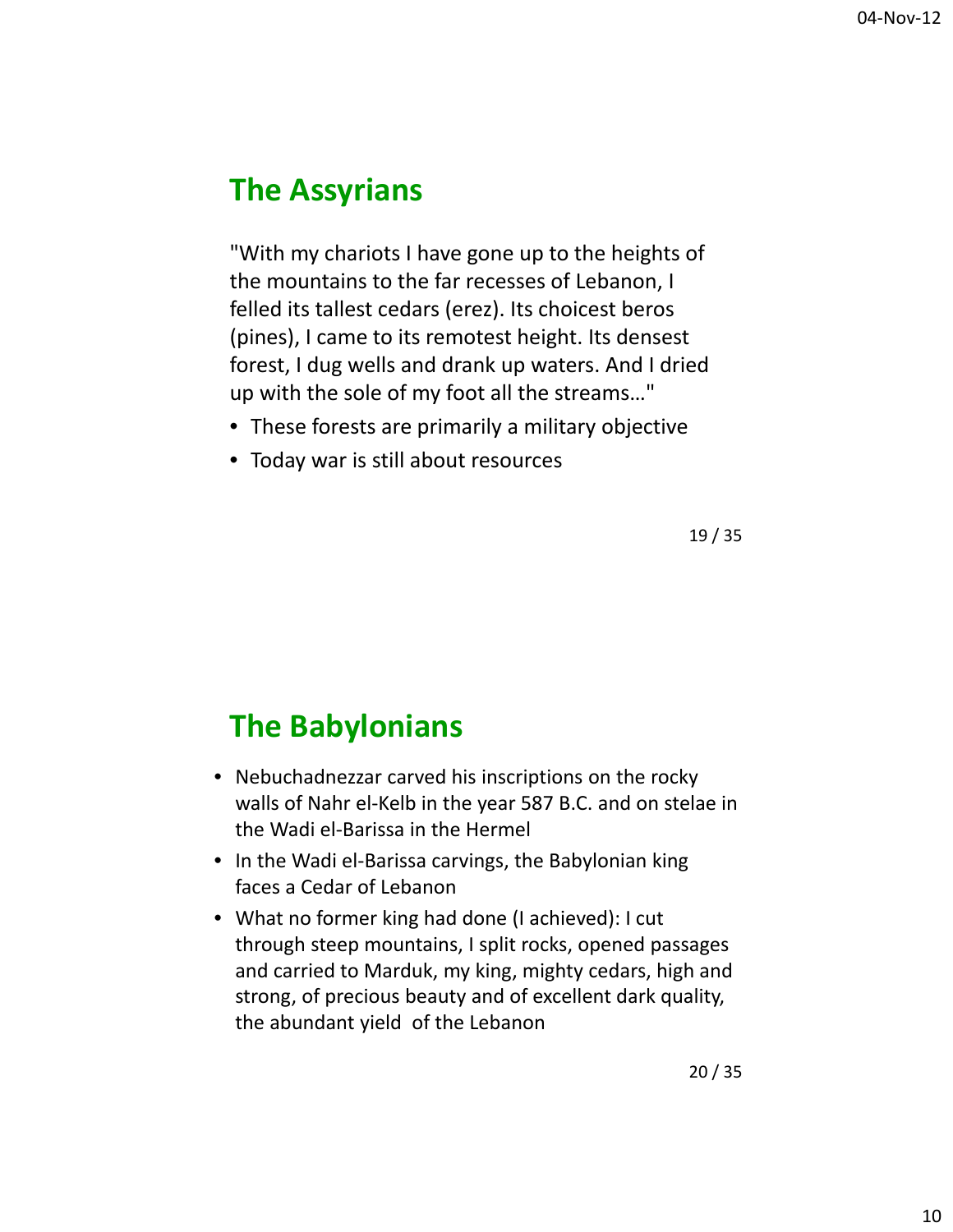## The Assyrians

"With my chariots I have gone up to the heights of the mountains to the far recesses of Lebanon, I felled its tallest cedars (erez). Its choicest beros (pines), I came to its remotest height. Its densest forest, I dug wells and drank up waters. And I dried up with the sole of my foot all the streams…"

- These forests are primarily a military objective
- Today war is still about resources

## The Babylonians

- Nebuchadnezzar carved his inscriptions on the rocky walls of Nahr el-Kelb in the year 587 B.C. and on stelae in the Wadi el-Barissa in the Hermel
- In the Wadi el-Barissa carvings, the Babylonian king faces a Cedar of Lebanon
- What no former king had done (I achieved): I cut through steep mountains, I split rocks, opened passages and carried to Marduk, my king, mighty cedars, high and strong, of precious beauty and of excellent dark quality, the abundant yield of the Lebanon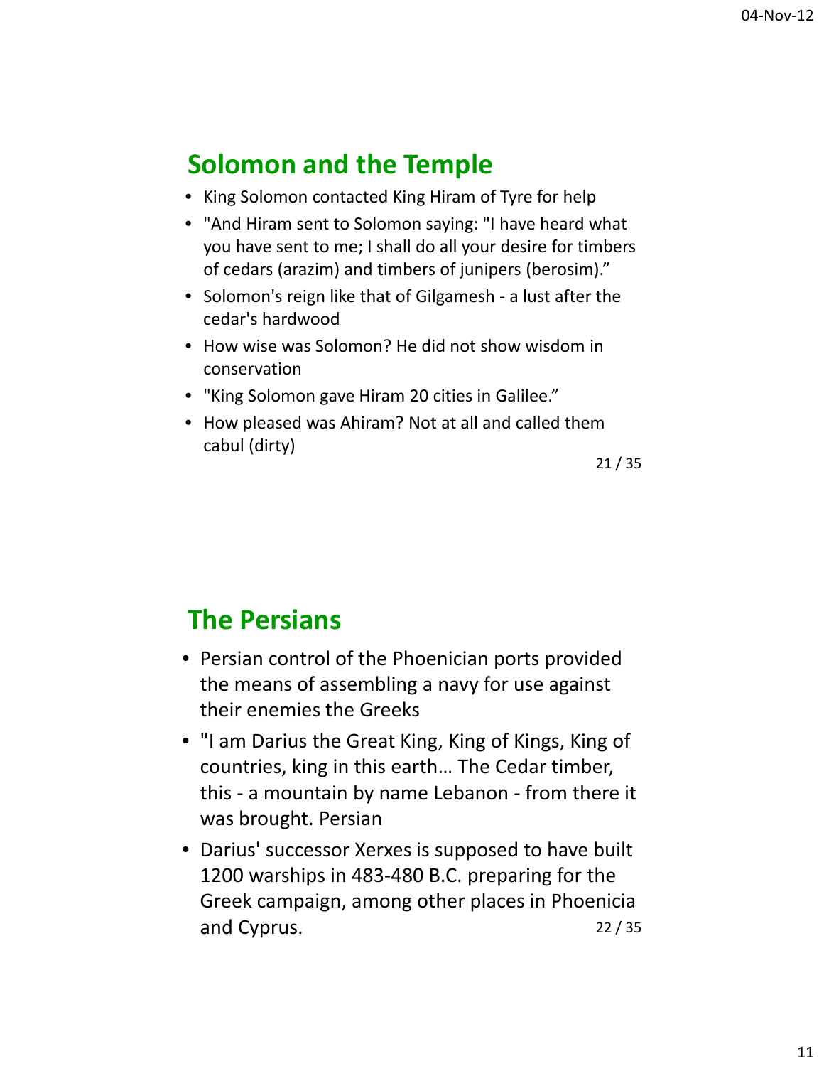## Solomon and the Temple

- King Solomon contacted King Hiram of Tyre for help
- "And Hiram sent to Solomon saying: "I have heard what you have sent to me; I shall do all your desire for timbers of cedars (arazim) and timbers of junipers (berosim)."
- Solomon's reign like that of Gilgamesh - a lust after the cedar's hardwood
- How wise was Solomon? He did not show wisdom in conservation
- "King Solomon gave Hiram 20 cities in Galilee."
- How pleased was Ahiram? Not at all and called them cabul (dirty)

## The Persians

- Persian control of the Phoenician ports provided the means of assembling a navy for use against their enemies the Greeks
- "I am Darius the Great King, King of Kings, King of countries, king in this earth… The Cedar timber, this - a mountain by name Lebanon - from there it was brought. Persian
- Darius' successor Xerxes is supposed to have built 1200 warships in 483-480 B.C. preparing for the Greek campaign, among other places in Phoenicia and Cyprus.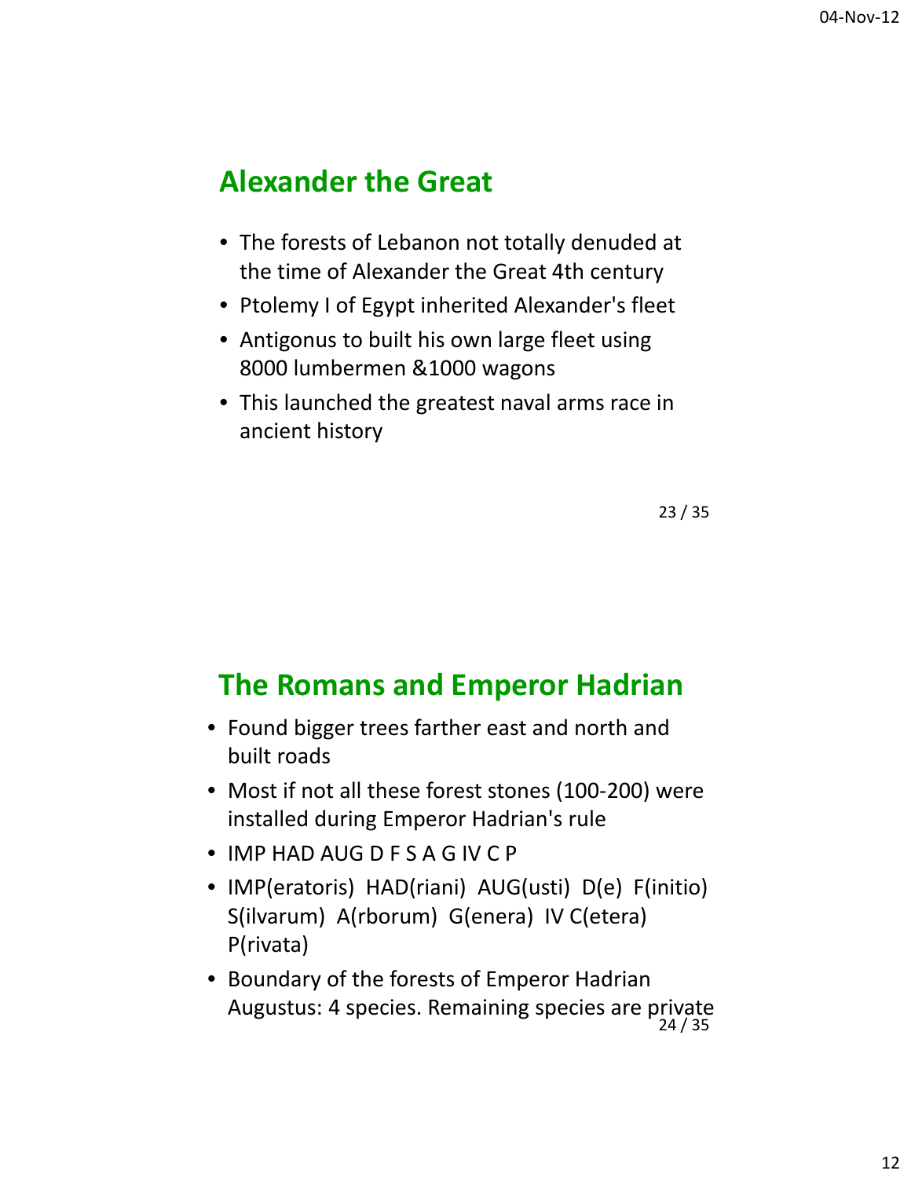## Alexander the Great

- The forests of Lebanon not totally denuded at the time of Alexander the Great 4th century
- Ptolemy I of Egypt inherited Alexander's fleet
- Antigonus to built his own large fleet using 8000 lumbermen &1000 wagons
- This launched the greatest naval arms race in ancient history

## The Romans and Emperor Hadrian

- Found bigger trees farther east and north and built roads
- Most if not all these forest stones (100-200) were installed during Emperor Hadrian's rule
- IMP HAD AUG D F S A G IV C P
- IMP(eratoris) HAD(riani) AUG(usti) D(e) F(initio) S(ilvarum) A(rborum) G(enera) IV C(etera) P(rivata)
- Boundary of the forests of Emperor Hadrian Augustus: 4 species. Remaining species are private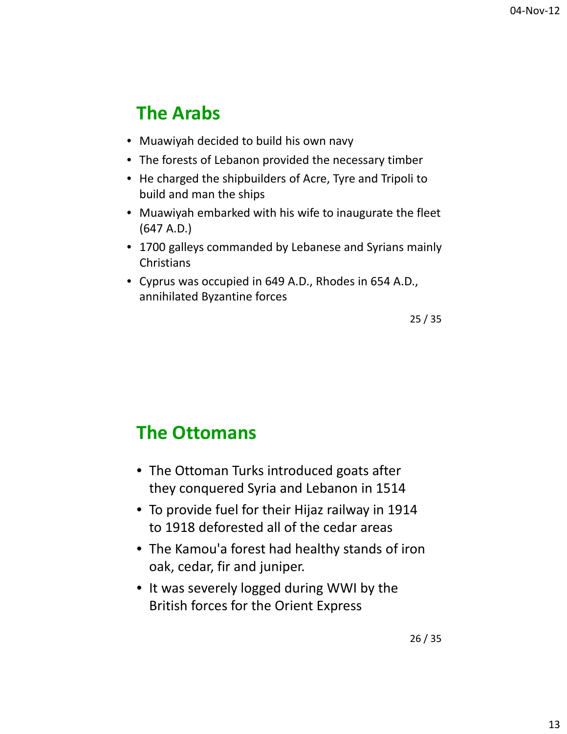## The Arabs

- Muawiyah decided to build his own navy
- The forests of Lebanon provided the necessary timber
- He charged the shipbuilders of Acre, Tyre and Tripoli to build and man the ships
- Muawiyah embarked with his wife to inaugurate the fleet (647 A.D.)
- 1700 galleys commanded by Lebanese and Syrians mainly Christians
- Cyprus was occupied in 649 A.D., Rhodes in 654 A.D., annihilated Byzantine forces

## The Ottomans

- The Ottoman Turks introduced goats after they conquered Syria and Lebanon in 1514
- To provide fuel for their Hijaz railway in 1914 to 1918 deforested all of the cedar areas
- The Kamou'a forest had healthy stands of iron oak, cedar, fir and juniper.
- It was severely logged during WWI by the British forces for the Orient Express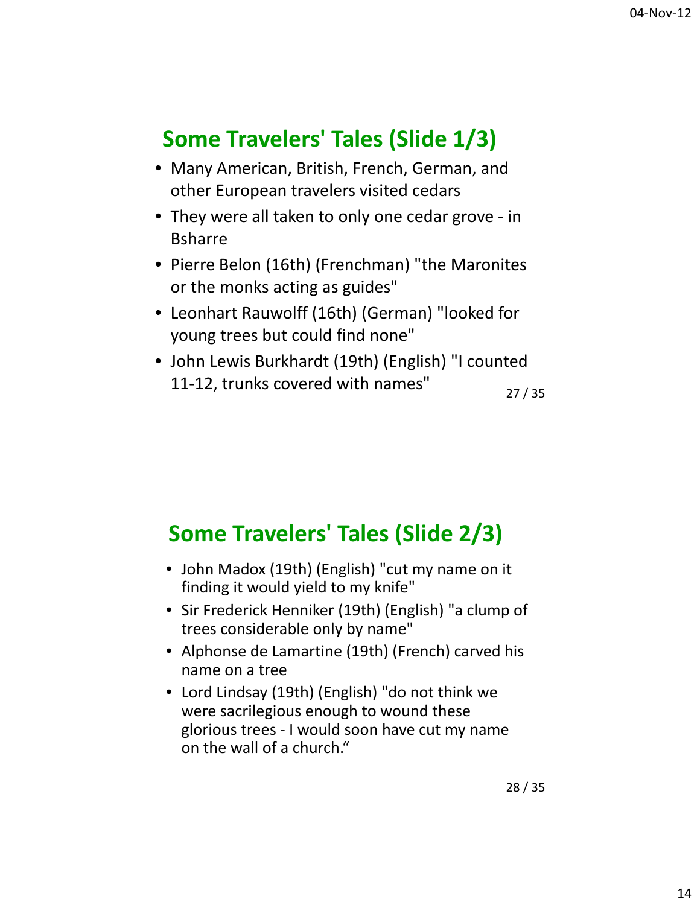## Some Travelers' Tales (Slide 1/3)

- Many American, British, French, German, and other European travelers visited cedars
- They were all taken to only one cedar grove - in Bsharre
- Pierre Belon (16th) (Frenchman) "the Maronites or the monks acting as guides"
- Leonhart Rauwolff (16th) (German) "looked for young trees but could find none"
- John Lewis Burkhardt (19th) (English) "I counted 11-12, trunks covered with names"

## Some Travelers' Tales (Slide 2/3)

- John Madox (19th) (English) "cut my name on it finding it would yield to my knife"
- Sir Frederick Henniker (19th) (English) "a clump of trees considerable only by name"
- Alphonse de Lamartine (19th) (French) carved his name on a tree
- Lord Lindsay (19th) (English) "do not think we were sacrilegious enough to wound these glorious trees - I would soon have cut my name on the wall of a church."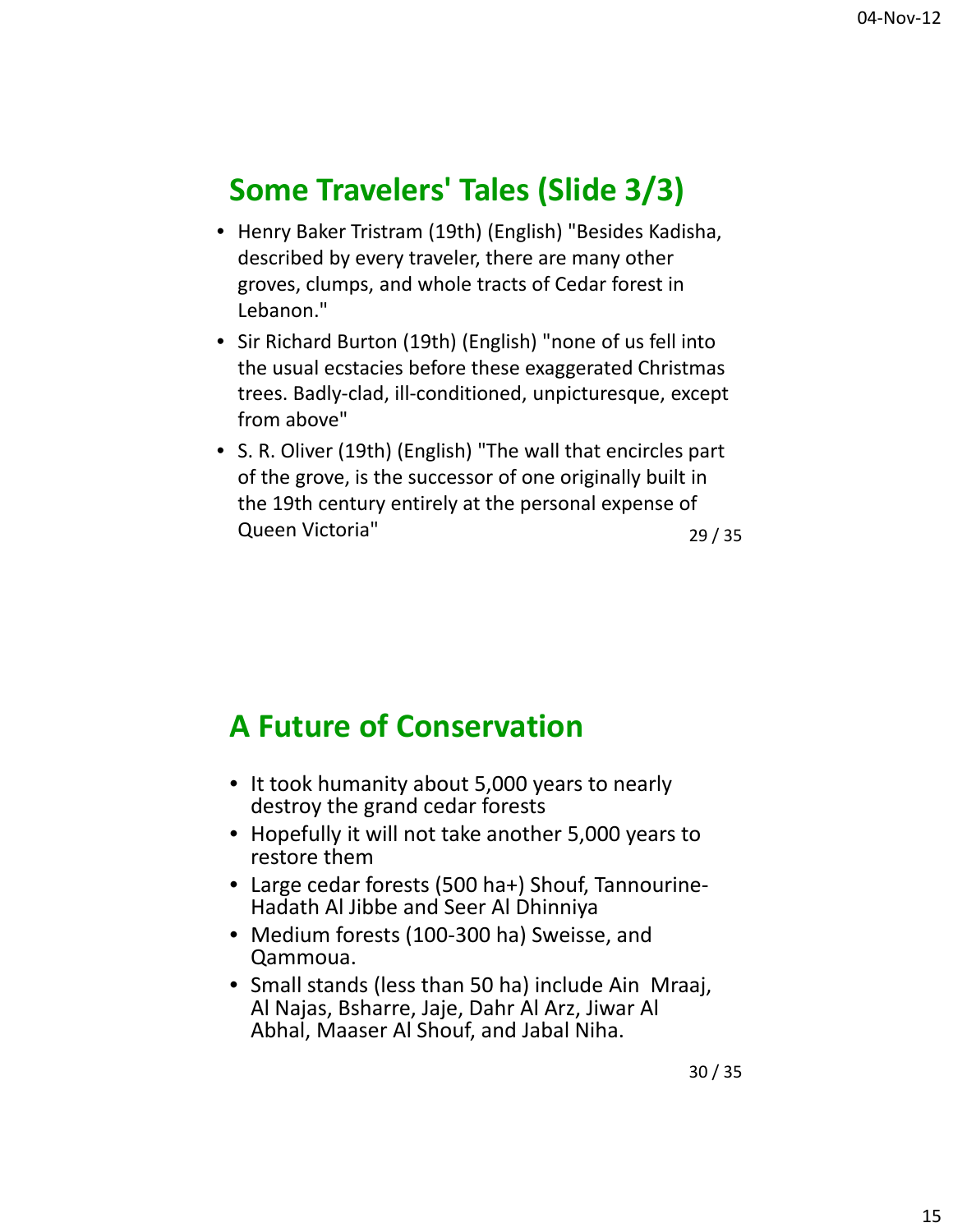## Some Travelers' Tales (Slide 3/3)

- Henry Baker Tristram (19th) (English) "Besides Kadisha, described by every traveler, there are many other groves, clumps, and whole tracts of Cedar forest in Lebanon."
- Sir Richard Burton (19th) (English) "none of us fell into the usual ecstacies before these exaggerated Christmas trees. Badly-clad, ill-conditioned, unpicturesque, except from above"
- S. R. Oliver (19th) (English) "The wall that encircles part of the grove, is the successor of one originally built in the 19th century entirely at the personal expense of Queen Victoria"

## A Future of Conservation

- It took humanity about 5,000 years to nearly destroy the grand cedar forests
- Hopefully it will not take another 5,000 years to restore them
- Large cedar forests (500 ha+) Shouf, Tannourine-Hadath Al Jibbe and Seer Al Dhinniya
- Medium forests (100-300 ha) Sweisse, and Qammoua.
- Small stands (less than 50 ha) include Ain Mraaj, Al Najas, Bsharre, Jaje, Dahr Al Arz, Jiwar Al Abhal, Maaser Al Shouf, and Jabal Niha.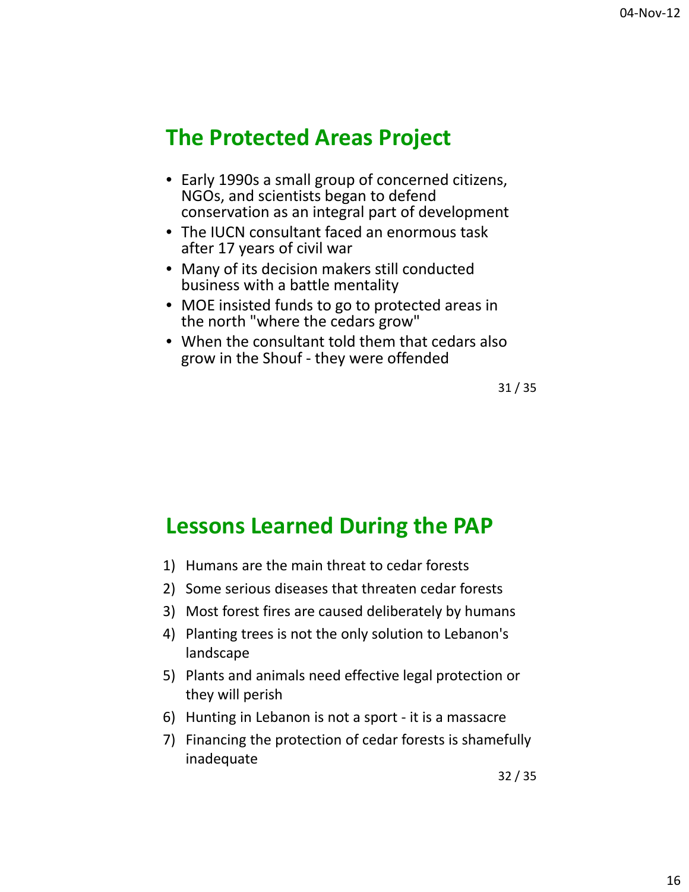## The Protected Areas Project

- Early 1990s a small group of concerned citizens, NGOs, and scientists began to defend conservation as an integral part of development
- The IUCN consultant faced an enormous task after 17 years of civil war
- Many of its decision makers still conducted business with a battle mentality
- MOE insisted funds to go to protected areas in the north "where the cedars grow"
- When the consultant told them that cedars also grow in the Shouf - they were offended

## Lessons Learned During the PAP

1) Humans are the main threat to cedar forests
2) Some serious diseases that threaten cedar forests
3) Most forest fires are caused deliberately by humans
4) Planting trees is not the only solution to Lebanon's landscape
5) Plants and animals need effective legal protection or they will perish
6) Hunting in Lebanon is not a sport - it is a massacre
7) Financing the protection of cedar forests is shamefully inadequate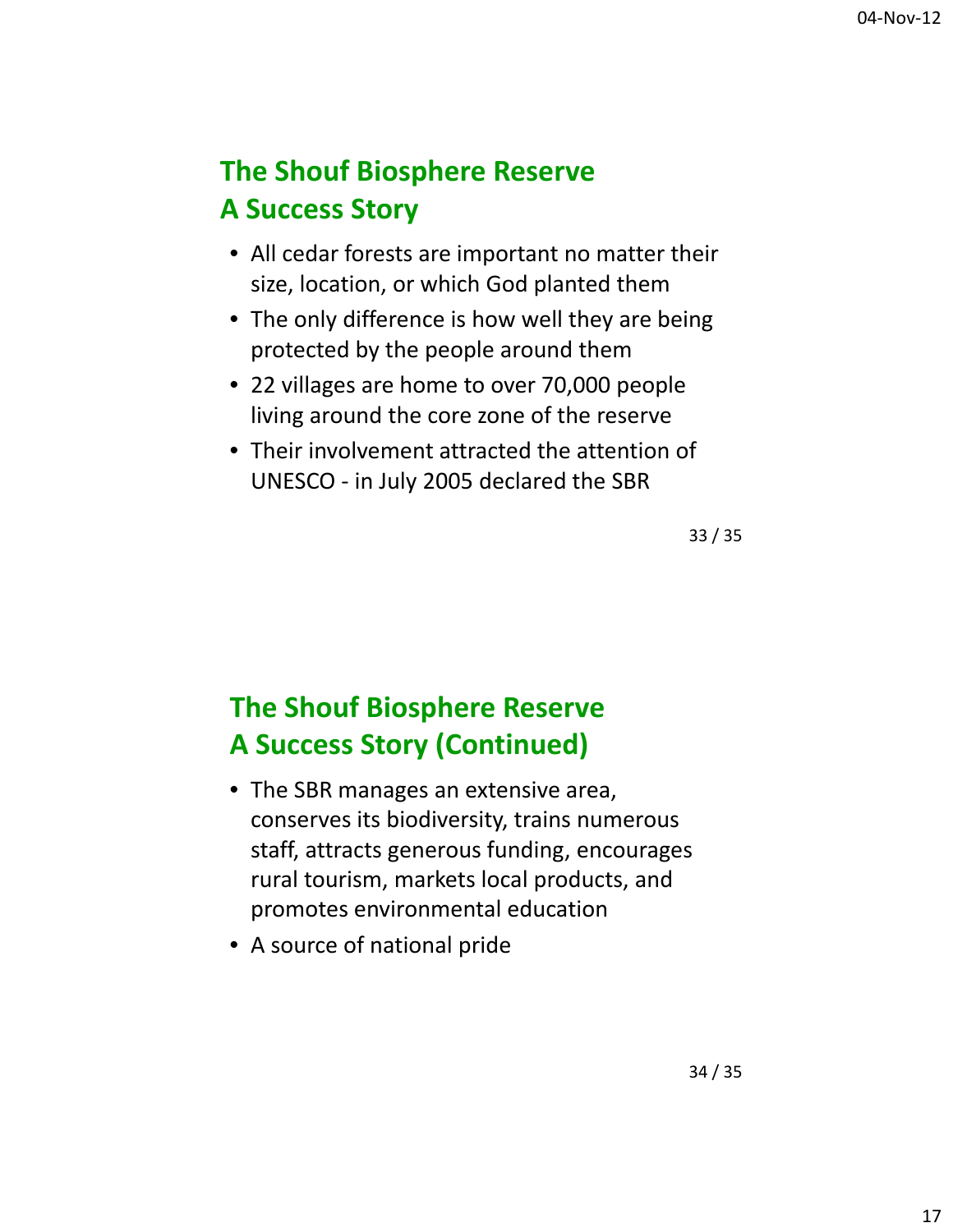## The Shouf Biosphere Reserve A Success Story

- All cedar forests are important no matter their size, location, or which God planted them
- The only difference is how well they are being protected by the people around them
- 22 villages are home to over 70,000 people living around the core zone of the reserve
- Their involvement attracted the attention of UNESCO - in July 2005 declared the SBR

## The Shouf Biosphere Reserve A Success Story (Continued)

- The SBR manages an extensive area, conserves its biodiversity, trains numerous staff, attracts generous funding, encourages rural tourism, markets local products, and promotes environmental education
- A source of national pride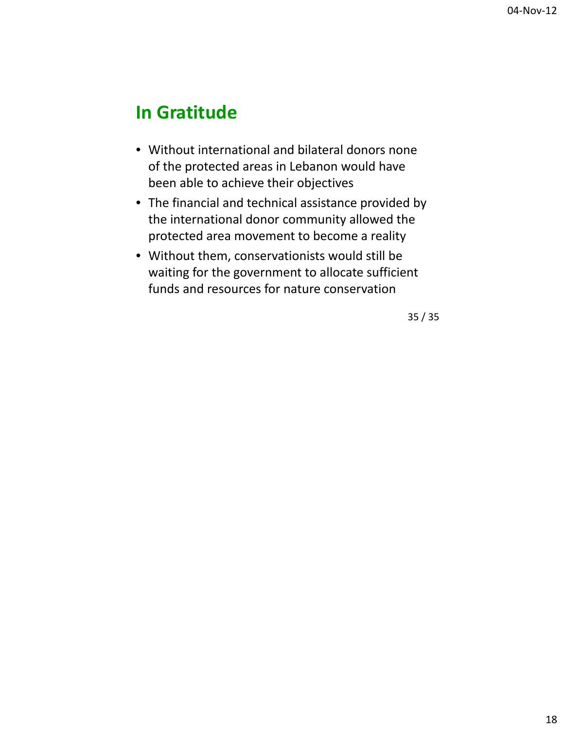## In Gratitude

- Without international and bilateral donors none of the protected areas in Lebanon would have been able to achieve their objectives
- The financial and technical assistance provided by the international donor community allowed the protected area movement to become a reality
- Without them, conservationists would still be waiting for the government to allocate sufficient funds and resources for nature conservation